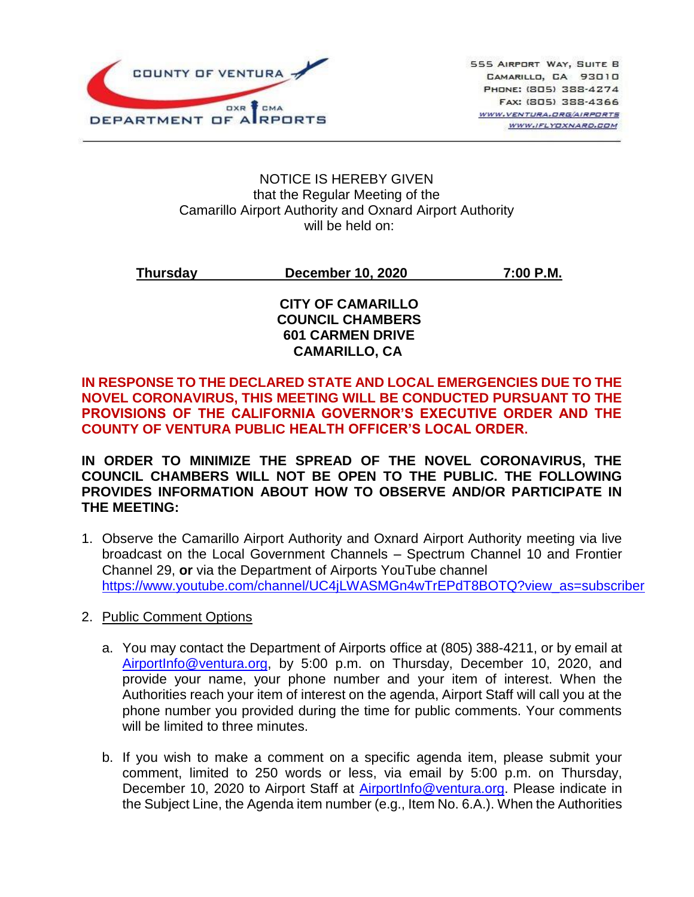COUNTY OF VENTURA
DEPARTMENT OF AIRPORTS
OXR CMA

555 AIRPORT WAY, SUITE B
CAMARILLO, CA 93010
PHONE: (805) 388-4274
FAX: (805) 388-4366
WWW.VENTURA.ORG/AIRPORTS
WWW.IFLYOXNARD.COM

NOTICE IS HEREBY GIVEN
that the Regular Meeting of the
Camarillo Airport Authority and Oxnard Airport Authority
will be held on:

**Thursday December 10, 2020 7:00 P.M.**

**CITY OF CAMARILLO
COUNCIL CHAMBERS
601 CARMEN DRIVE
CAMARILLO, CA**

**IN RESPONSE TO THE DECLARED STATE AND LOCAL EMERGENCIES DUE TO THE NOVEL CORONAVIRUS, THIS MEETING WILL BE CONDUCTED PURSUANT TO THE PROVISIONS OF THE CALIFORNIA GOVERNOR'S EXECUTIVE ORDER AND THE COUNTY OF VENTURA PUBLIC HEALTH OFFICER'S LOCAL ORDER.**

**IN ORDER TO MINIMIZE THE SPREAD OF THE NOVEL CORONAVIRUS, THE COUNCIL CHAMBERS WILL NOT BE OPEN TO THE PUBLIC. THE FOLLOWING PROVIDES INFORMATION ABOUT HOW TO OBSERVE AND/OR PARTICIPATE IN THE MEETING:**

1. Observe the Camarillo Airport Authority and Oxnard Airport Authority meeting via live broadcast on the Local Government Channels – Spectrum Channel 10 and Frontier Channel 29, **or** via the Department of Airports YouTube channel https://www.youtube.com/channel/UC4jLWASMGn4wTrEPdT8BOTQ?view_as=subscriber

2. Public Comment Options

   a. You may contact the Department of Airports office at (805) 388-4211, or by email at AirportInfo@ventura.org, by 5:00 p.m. on Thursday, December 10, 2020, and provide your name, your phone number and your item of interest. When the Authorities reach your item of interest on the agenda, Airport Staff will call you at the phone number you provided during the time for public comments. Your comments will be limited to three minutes.

   b. If you wish to make a comment on a specific agenda item, please submit your comment, limited to 250 words or less, via email by 5:00 p.m. on Thursday, December 10, 2020 to Airport Staff at AirportInfo@ventura.org. Please indicate in the Subject Line, the Agenda item number (e.g., Item No. 6.A.). When the Authorities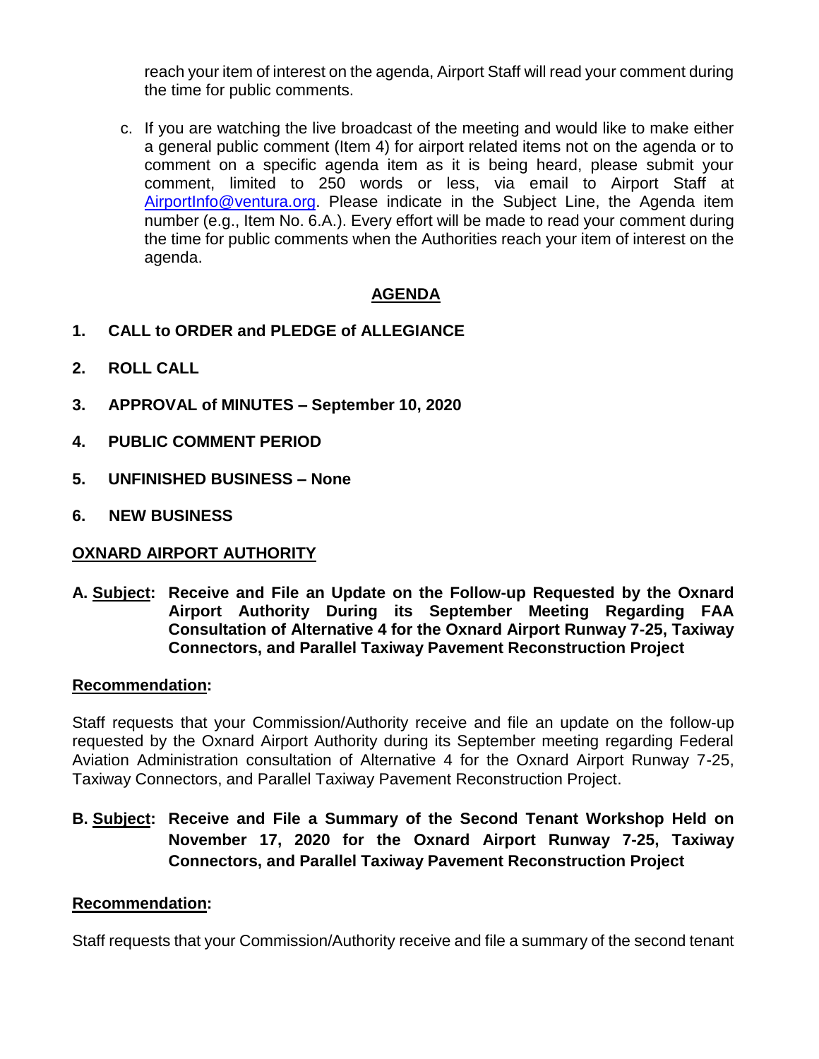reach your item of interest on the agenda, Airport Staff will read your comment during the time for public comments.

c. If you are watching the live broadcast of the meeting and would like to make either a general public comment (Item 4) for airport related items not on the agenda or to comment on a specific agenda item as it is being heard, please submit your comment, limited to 250 words or less, via email to Airport Staff at AirportInfo@ventura.org. Please indicate in the Subject Line, the Agenda item number (e.g., Item No. 6.A.). Every effort will be made to read your comment during the time for public comments when the Authorities reach your item of interest on the agenda.

## AGENDA

**1. CALL to ORDER and PLEDGE of ALLEGIANCE**

**2. ROLL CALL**

**3. APPROVAL of MINUTES – September 10, 2020**

**4. PUBLIC COMMENT PERIOD**

**5. UNFINISHED BUSINESS – None**

**6. NEW BUSINESS**

**OXNARD AIRPORT AUTHORITY**

**A. Subject: Receive and File an Update on the Follow-up Requested by the Oxnard Airport Authority During its September Meeting Regarding FAA Consultation of Alternative 4 for the Oxnard Airport Runway 7-25, Taxiway Connectors, and Parallel Taxiway Pavement Reconstruction Project**

**Recommendation:**

Staff requests that your Commission/Authority receive and file an update on the follow-up requested by the Oxnard Airport Authority during its September meeting regarding Federal Aviation Administration consultation of Alternative 4 for the Oxnard Airport Runway 7-25, Taxiway Connectors, and Parallel Taxiway Pavement Reconstruction Project.

**B. Subject: Receive and File a Summary of the Second Tenant Workshop Held on November 17, 2020 for the Oxnard Airport Runway 7-25, Taxiway Connectors, and Parallel Taxiway Pavement Reconstruction Project**

**Recommendation:**

Staff requests that your Commission/Authority receive and file a summary of the second tenant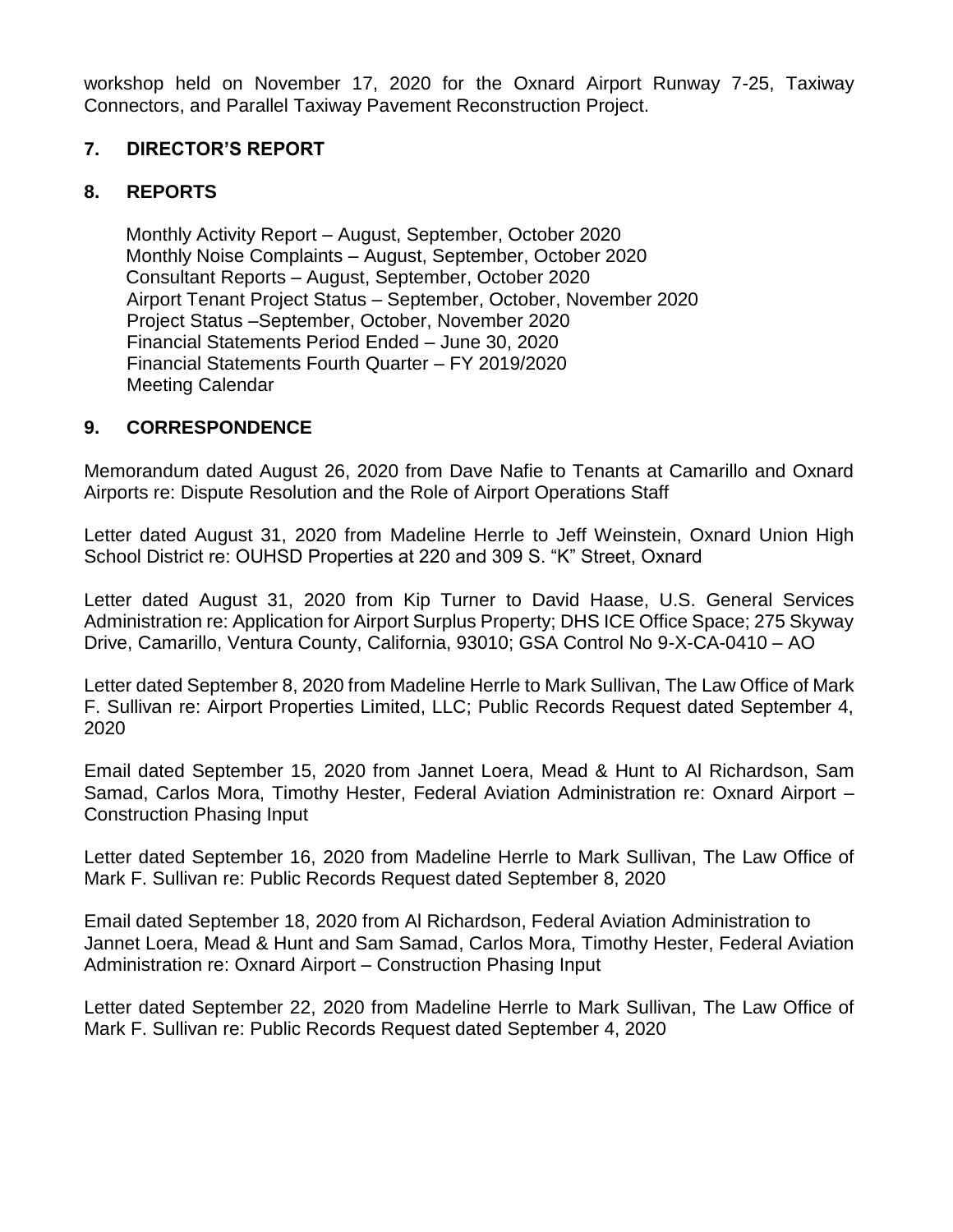workshop held on November 17, 2020 for the Oxnard Airport Runway 7-25, Taxiway Connectors, and Parallel Taxiway Pavement Reconstruction Project.

## 7. DIRECTOR'S REPORT

## 8. REPORTS

Monthly Activity Report – August, September, October 2020
Monthly Noise Complaints – August, September, October 2020
Consultant Reports – August, September, October 2020
Airport Tenant Project Status – September, October, November 2020
Project Status –September, October, November 2020
Financial Statements Period Ended – June 30, 2020
Financial Statements Fourth Quarter – FY 2019/2020
Meeting Calendar

## 9. CORRESPONDENCE

Memorandum dated August 26, 2020 from Dave Nafie to Tenants at Camarillo and Oxnard Airports re: Dispute Resolution and the Role of Airport Operations Staff

Letter dated August 31, 2020 from Madeline Herrle to Jeff Weinstein, Oxnard Union High School District re: OUHSD Properties at 220 and 309 S. "K" Street, Oxnard

Letter dated August 31, 2020 from Kip Turner to David Haase, U.S. General Services Administration re: Application for Airport Surplus Property; DHS ICE Office Space; 275 Skyway Drive, Camarillo, Ventura County, California, 93010; GSA Control No 9-X-CA-0410 – AO

Letter dated September 8, 2020 from Madeline Herrle to Mark Sullivan, The Law Office of Mark F. Sullivan re: Airport Properties Limited, LLC; Public Records Request dated September 4, 2020

Email dated September 15, 2020 from Jannet Loera, Mead & Hunt to Al Richardson, Sam Samad, Carlos Mora, Timothy Hester, Federal Aviation Administration re: Oxnard Airport – Construction Phasing Input

Letter dated September 16, 2020 from Madeline Herrle to Mark Sullivan, The Law Office of Mark F. Sullivan re: Public Records Request dated September 8, 2020

Email dated September 18, 2020 from Al Richardson, Federal Aviation Administration to Jannet Loera, Mead & Hunt and Sam Samad, Carlos Mora, Timothy Hester, Federal Aviation Administration re: Oxnard Airport – Construction Phasing Input

Letter dated September 22, 2020 from Madeline Herrle to Mark Sullivan, The Law Office of Mark F. Sullivan re: Public Records Request dated September 4, 2020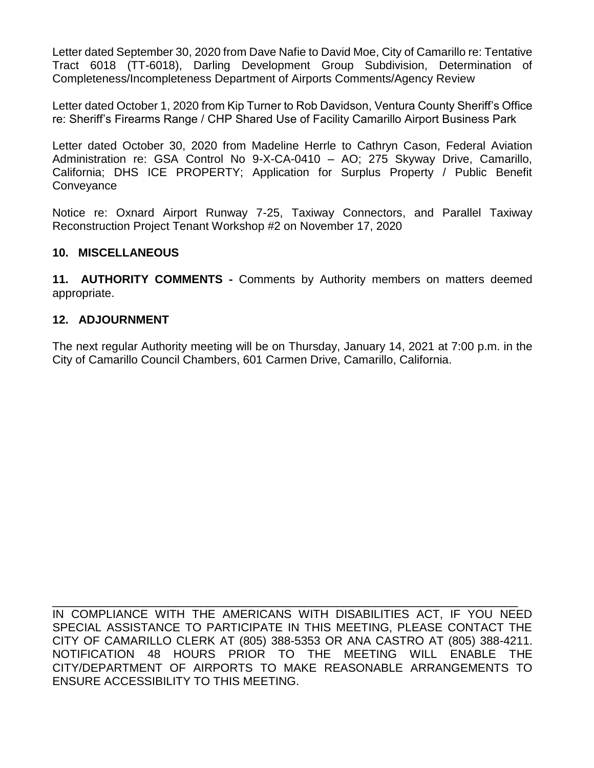Letter dated September 30, 2020 from Dave Nafie to David Moe, City of Camarillo re: Tentative Tract 6018 (TT-6018), Darling Development Group Subdivision, Determination of Completeness/Incompleteness Department of Airports Comments/Agency Review

Letter dated October 1, 2020 from Kip Turner to Rob Davidson, Ventura County Sheriff's Office re: Sheriff's Firearms Range / CHP Shared Use of Facility Camarillo Airport Business Park

Letter dated October 30, 2020 from Madeline Herrle to Cathryn Cason, Federal Aviation Administration re: GSA Control No 9-X-CA-0410 – AO; 275 Skyway Drive, Camarillo, California; DHS ICE PROPERTY; Application for Surplus Property / Public Benefit Conveyance

Notice re: Oxnard Airport Runway 7-25, Taxiway Connectors, and Parallel Taxiway Reconstruction Project Tenant Workshop #2 on November 17, 2020

**10. MISCELLANEOUS**

**11. AUTHORITY COMMENTS -** Comments by Authority members on matters deemed appropriate.

**12. ADJOURNMENT**

The next regular Authority meeting will be on Thursday, January 14, 2021 at 7:00 p.m. in the City of Camarillo Council Chambers, 601 Carmen Drive, Camarillo, California.

---

IN COMPLIANCE WITH THE AMERICANS WITH DISABILITIES ACT, IF YOU NEED SPECIAL ASSISTANCE TO PARTICIPATE IN THIS MEETING, PLEASE CONTACT THE CITY OF CAMARILLO CLERK AT (805) 388-5353 OR ANA CASTRO AT (805) 388-4211. NOTIFICATION 48 HOURS PRIOR TO THE MEETING WILL ENABLE THE CITY/DEPARTMENT OF AIRPORTS TO MAKE REASONABLE ARRANGEMENTS TO ENSURE ACCESSIBILITY TO THIS MEETING.